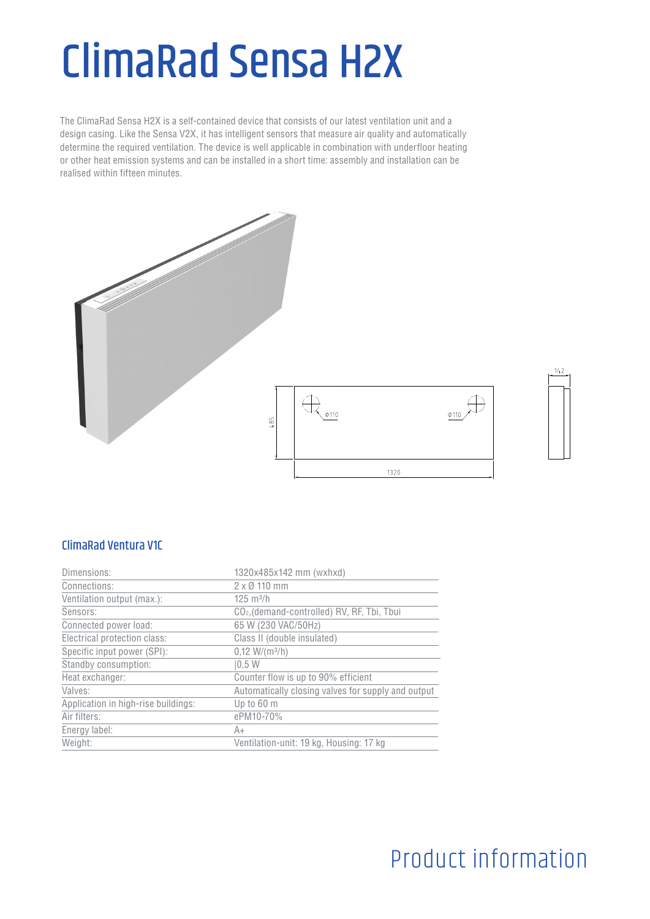# ClimaRad Sensa H2X

The ClimaRad Sensa H2X is a self-contained device that consists of our latest ventilation unit and a design casing. Like the Sensa V2X, it has intelligent sensors that measure air quality and automatically determine the required ventilation. The device is well applicable in combination with underfloor heating or other heat emission systems and can be installed in a short time: assembly and installation can be realised within fifteen minutes.

## ClimaRad Ventura V1C

| | |
|---|---|
| Dimensions: | 1320x485x142 mm (wxhxd) |
| Connections: | 2 x Ø 110 mm |
| Ventilation output (max.): | 125 m³/h |
| Sensors: | $CO_2$,(demand-controlled) RV, RF, Tbi, Tbui |
| Connected power load: | 65 W (230 VAC/50Hz) |
| Electrical protection class: | Class II (double insulated) |
| Specific input power (SPI): | 0,12 W/(m³/h) |
| Standby consumption: | \|0,5 W |
| Heat exchanger: | Counter flow is up to 90% efficient |
| Valves: | Automatically closing valves for supply and output |
| Application in high-rise buildings: | Up to 60 m |
| Air filters: | ePM10-70% |
| Energy label: | A+ |
| Weight: | Ventilation-unit: 19 kg, Housing: 17 kg |

Product information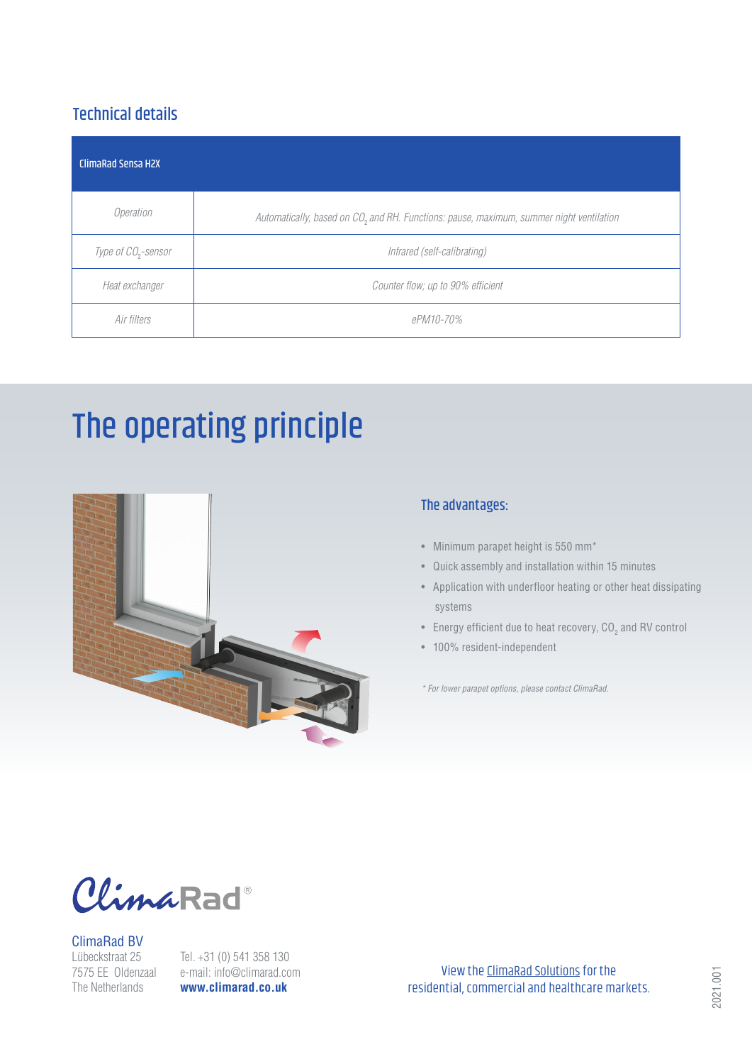## Technical details

| ClimaRad Sensa H2X | |
|---|---|
| *Operation* | *Automatically, based on $CO_2$ and RH. Functions: pause, maximum, summer night ventilation* |
| *Type of $CO_2$-sensor* | *Infrared (self-calibrating)* |
| *Heat exchanger* | *Counter flow; up to 90% efficient* |
| *Air filters* | *ePM10-70%* |

# The operating principle

### The advantages:

- Minimum parapet height is 550 mm*
- Quick assembly and installation within 15 minutes
- Application with underfloor heating or other heat dissipating systems
- Energy efficient due to heat recovery, $CO_2$ and RV control
- 100% resident-independent

*\* For lower parapet options, please contact ClimaRad.*

ClimaRad®

ClimaRad BV
Lübeckstraat 25
7575 EE Oldenzaal
The Netherlands

Tel. +31 (0) 541 358 130
e-mail: info@climarad.com
**www.climarad.co.uk**

View the ClimaRad Solutions for the residential, commercial and healthcare markets.

2021.001